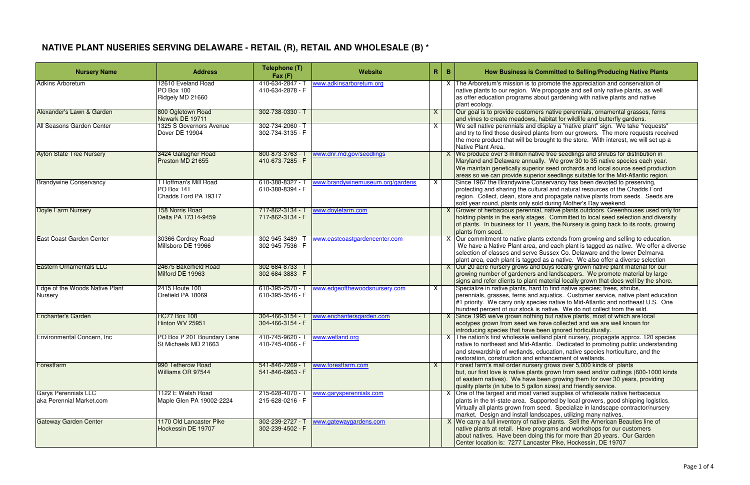# NATIVE PLANT NUSERIES SERVING DELAWARE - RETAIL (R), RETAIL AND WHOLESALE (B) *

| Nursery Name | Address | Telephone (T) Fax (F) | Website | R | B | How Business is Committed to Selling/Producing Native Plants |
|---|---|---|---|---|---|---|
| Adkins Arboretum | 12610 Eveland Road<br>PO Box 100<br>Ridgely MD 21660 | 410-634-2847 - T<br>410-634-2878 - F | www.adkinsarboretum.org | | X | The Arboretum's mission is to promote the appreciation and conservation of native plants to our region. We propogate and sell only native plants, as well as offer education programs about gardening with native plants and native plant ecology. |
| Alexander's Lawn & Garden | 800 Ogletown Road<br>Newark DE 19711 | 302-738-0330 - T | | X | | Our goal is to provide customers native perennials, ornamental grasses, ferns and vines to create meadows, habitat for wildlife and butterfly gardens. |
| All Seasons Garden Center | 1325 S Governors Avenue<br>Dover DE 19904 | 302-734-2060 - T<br>302-734-3135 - F | | X | | We sell native perennials and display a "native plant" sign. We take "requests" and try to find those desired plants from our growers. The more requests received the more product that will be brought to the store. With interest, we will set up a Native Plant Area. |
| Ayton State Tree Nursery | 3424 Gallagher Road<br>Preston MD 21655 | 800-873-3763 - T<br>410-673-7285 - F | www.dnr.md.gov/seedlings | | X | We produce over 3 million native tree seedlings and shrubs for distribution in Maryland and Delaware annually. We grow 30 to 35 native species each year. We maintain genetically superior seed orchards and local source seed production areas so we can provide superior seedlings suitable for the Mid-Atlantic region. |
| Brandywine Conservancy | 1 Hoffman's Mill Road<br>PO Box 141<br>Chadds Ford PA 19317 | 610-388-8327 - T<br>610-388-8394 - F | www.brandywinemuseum.org/gardens | X | | Since 1967 the Brandywine Conservancy has been devoted to preserving, protecting and sharing the cultural and natural resources of the Chadds Ford region. Collect, clean, store and propagate native plants from seeds. Seeds are sold year round, plants only sold during Mother's Day weekend. |
| Doyle Farm Nursery | 158 Norris Road<br>Delta PA 17314-9459 | 717-862-3134 - T<br>717-862-3134 - F | www.doylefarm.com | | X | Grower of herbacious perennial, native plants outdoors. Greenhouses used only for holding plants in the early stages. Committed to local seed selection and diversity of plants. In business for 11 years, the Nursery is going back to its roots, growing plants from seed. |
| East Coast Garden Center | 30366 Cordrey Road<br>Millsboro DE 19966 | 302-945-3489 - T<br>302-945-7536 - F | www.eastcoastgardencenter.com | | X | Our commitment to native plants extends from growing and selling to education. We have a Native Plant area, and each plant is tagged as native. We offer a diverse selection of classes and serve Sussex Co. Delaware and the lower Delmarva plant area, each plant is tagged as a native. We also offer a diverse selection |
| Eastern Ornamentals LLC | 24675 Bakerfield Road<br>Milford DE 19963 | 302-684-8733 - T<br>302-684-3883 - F | | | X | Our 20 acre nursery grows and buys locally grown native plant material for our growing number of gardeners and landscapers. We promote material by large signs and refer clients to plant material locally grown that does well by the shore. |
| Edge of the Woods Native Plant Nursery | 2415 Route 100<br>Orefield PA 18069 | 610-395-2570 - T<br>610-395-3546 - F | www.edgeofthewoodsnursery.com | X | | Specialize in native plants, hard to find native species; trees, shrubs, perennials, grasses, ferns and aquatics. Customer service, native plant education #1 priority. We carry only species native to Mid-Atlantic and northeast U.S. One hundred percent of our stock is native. We do not collect from the wild. |
| Enchanter's Garden | HC77 Box 108<br>Hinton WV 25951 | 304-466-3154 - T<br>304-466-3154 - F | www.enchantersgarden.com | | X | Since 1995 we've grown nothing but native plants, most of which are local ecotypes grown from seed we have collected and we are well known for introducing species that have been ignored horticulturally. |
| Environmental Concern, Inc | PO Box P 201 Boundary Lane<br>St Michaels MD 21663 | 410-745-9620 - T<br>410-745-4066 - F | www.wetland.org | | X | The nation's first wholesale wetland plant nursery, propagate approx. 120 species native to northeast and Mid-Atlantic. Dedicated to promoting public understanding and stewardship of wetlands, education, native species horticulture, and the restoration, construction and enhancement of wetlands. |
| Forestfarm | 990 Tetherow Road<br>Williams OR 97544 | 541-846-7269 - T<br>541-846-6963 - F | www.forestfarm.com | X | | Forest farm's mail order nursery grows over 5,000 kinds of plants but, our first love is native plants grown from seed and/or cuttings (600-1000 kinds of eastern natives). We have been growing them for over 30 years, providing quality plants (in tube to 5 gallon sizes) and friendly service. |
| Garys Perennials LLC<br>aka Perennial Market.com | 1122 E Welsh Road<br>Maple Glen PA 19002-2224 | 215-628-4070 - T<br>215-628-0216 - F | www.garysperennials.com | | X | One of the largest and most varied supplies of wholesale native herbaceous plants in the tri-state area. Supported by local growers, good shipping logistics. Virtually all plants grown from seed. Specialize in landscape contractor/nursery market. Design and install landscapes, utilizing many natives. |
| Gateway Garden Center | 1170 Old Lancaster Pike<br>Hockessin DE 19707 | 302-239-2727 - T<br>302-239-4502 - F | www.gatewaygardens.com | | X | We carry a full inventory of native plants. Sell the American Beauties line of native plants at retail. Have programs and workshops for our customers about natives. Have been doing this for more than 20 years. Our Garden Center location is: 7277 Lancaster Pike, Hockessin, DE 19707 |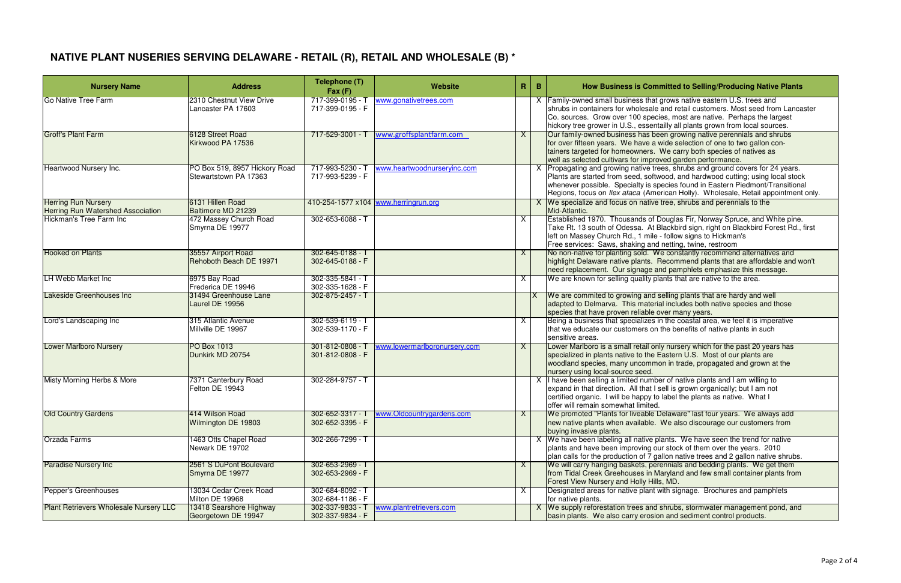## NATIVE PLANT NUSERIES SERVING DELAWARE - RETAIL (R), RETAIL AND WHOLESALE (B) *

| Nursery Name | Address | Telephone (T) Fax (F) | Website | R | B | How Business is Committed to Selling/Producing Native Plants |
|---|---|---|---|---|---|---|
| Go Native Tree Farm | 2310 Chestnut View Drive Lancaster PA 17603 | 717-399-0195 - T 717-399-0195 - F | www.gonativetrees.com | | X | Family-owned small business that grows native eastern U.S. trees and shrubs in containers for wholesale and retail customers. Most seed from Lancaster Co. sources. Grow over 100 species, most are native. Perhaps the largest hickory tree grower in U.S., essentailly all plants grown from local sources. |
| Groff's Plant Farm | 6128 Street Road Kirkwood PA 17536 | 717-529-3001 - T | www.groffsplantfarm.com | X | | Our family-owned business has been growing native perennials and shrubs for over fifteen years. We have a wide selection of one to two gallon containers targeted for homeowners. We carry both species of natives as well as selected cultivars for improved garden performance. |
| Heartwood Nursery Inc. | PO Box 519, 8957 Hickory Road Stewartstown PA 17363 | 717-993-5230 - T 717-993-5239 - F | www.heartwoodnurseryinc.com | | X | Propagating and growing native trees, shrubs and ground covers for 24 years. Plants are started from seed, softwood, and hardwood cutting; using local stock whenever possible. Specialty is species found in Eastern Piedmont/Transitional Regions, focus on *Ilex ataca* (American Holly). Wholesale, Retail appointment only. |
| Herring Run Nursery Herring Run Watershed Association | 6131 Hillen Road Baltimore MD 21239 | 410-254-1577 x104 | www.herringrun.org | | X | We specialize and focus on native tree, shrubs and perennials to the Mid-Atlantic. |
| Hickman's Tree Farm Inc | 472 Massey Church Road Smyrna DE 19977 | 302-653-6088 - T | | X | | Established 1970. Thousands of Douglas Fir, Norway Spruce, and White pine. Take Rt. 13 south of Odessa. At Blackbird sign, right on Blackbird Forest Rd., first left on Massey Church Rd., 1 mile - follow signs to Hickman's Free services: Saws, shaking and netting, twine, restroom |
| Hooked on Plants | 35557 Airport Road Rehoboth Beach DE 19971 | 302-645-0188 - T 302-645-0188 - F | | X | | No non-native for planting sold. We constantly recommend alternatives and highlight Delaware native plants. Recommend plants that are affordable and won't need replacement. Our signage and pamphlets emphasize this message. |
| LH Webb Market Inc | 6975 Bay Road Frederica DE 19946 | 302-335-5841 - T 302-335-1628 - F | | X | | We are known for selling quality plants that are native to the area. |
| Lakeside Greenhouses Inc | 31494 Greenhouse Lane Laurel DE 19956 | 302-875-2457 - T | | | X | We are commited to growing and selling plants that are hardy and well adapted to Delmarva. This material includes both native species and those species that have proven reliable over many years. |
| Lord's Landscaping Inc | 315 Atlantic Avenue Millville DE 19967 | 302-539-6119 - T 302-539-1170 - F | | X | | Being a business that specializes in the coastal area, we feel it is imperative that we educate our customers on the benefits of native plants in such sensitive areas. |
| Lower Marlboro Nursery | PO Box 1013 Dunkirk MD 20754 | 301-812-0808 - T 301-812-0808 - F | www.lowermarlboronursery.com | X | | Lower Marlboro is a small retail only nursery which for the past 20 years has specialized in plants native to the Eastern U.S. Most of our plants are woodland species, many uncommon in trade, propagated and grown at the nursery using local-source seed. |
| Misty Morning Herbs & More | 7371 Canterbury Road Felton DE 19943 | 302-284-9757 - T | | | X | I have been selling a limited number of native plants and I am willing to expand in that direction. All that I sell is grown organically; but I am not certified organic. I will be happy to label the plants as native. What I offer will remain somewhat limited. |
| Old Country Gardens | 414 Wilson Road Wilmington DE 19803 | 302-652-3317 - T 302-652-3395 - F | www.Oldcountrygardens.com | X | | We promoted "Plants for liveable Delaware" last four years. We always add new native plants when available. We also discourage our customers from buying invasive plants. |
| Orzada Farms | 1463 Otts Chapel Road Newark DE 19702 | 302-266-7299 - T | | | X | We have been labeling all native plants. We have seen the trend for native plants and have been improving our stock of them over the years. 2010 plan calls for the production of 7 gallon native trees and 2 gallon native shrubs. |
| Paradise Nursery Inc | 2561 S DuPont Boulevard Smyrna DE 19977 | 302-653-2969 - T 302-653-2969 - F | | X | | We will carry hanging baskets, perennials and bedding plants. We get them from Tidal Creek Greehouses in Maryland and few small container plants from Forest View Nursery and Holly Hills, MD. |
| Pepper's Greenhouses | 13034 Cedar Creek Road Milton DE 19968 | 302-684-8092 - T 302-684-1186 - F | | X | | Designated areas for native plant with signage. Brochures and pamphlets for native plants. |
| Plant Retrievers Wholesale Nursery LLC | 13418 Searshore Highway Georgetown DE 19947 | 302-337-9833 - T 302-337-9834 - F | www.plantretrievers.com | | X | We supply reforestation trees and shrubs, stormwater management pond, and basin plants. We also carry erosion and sediment control products. |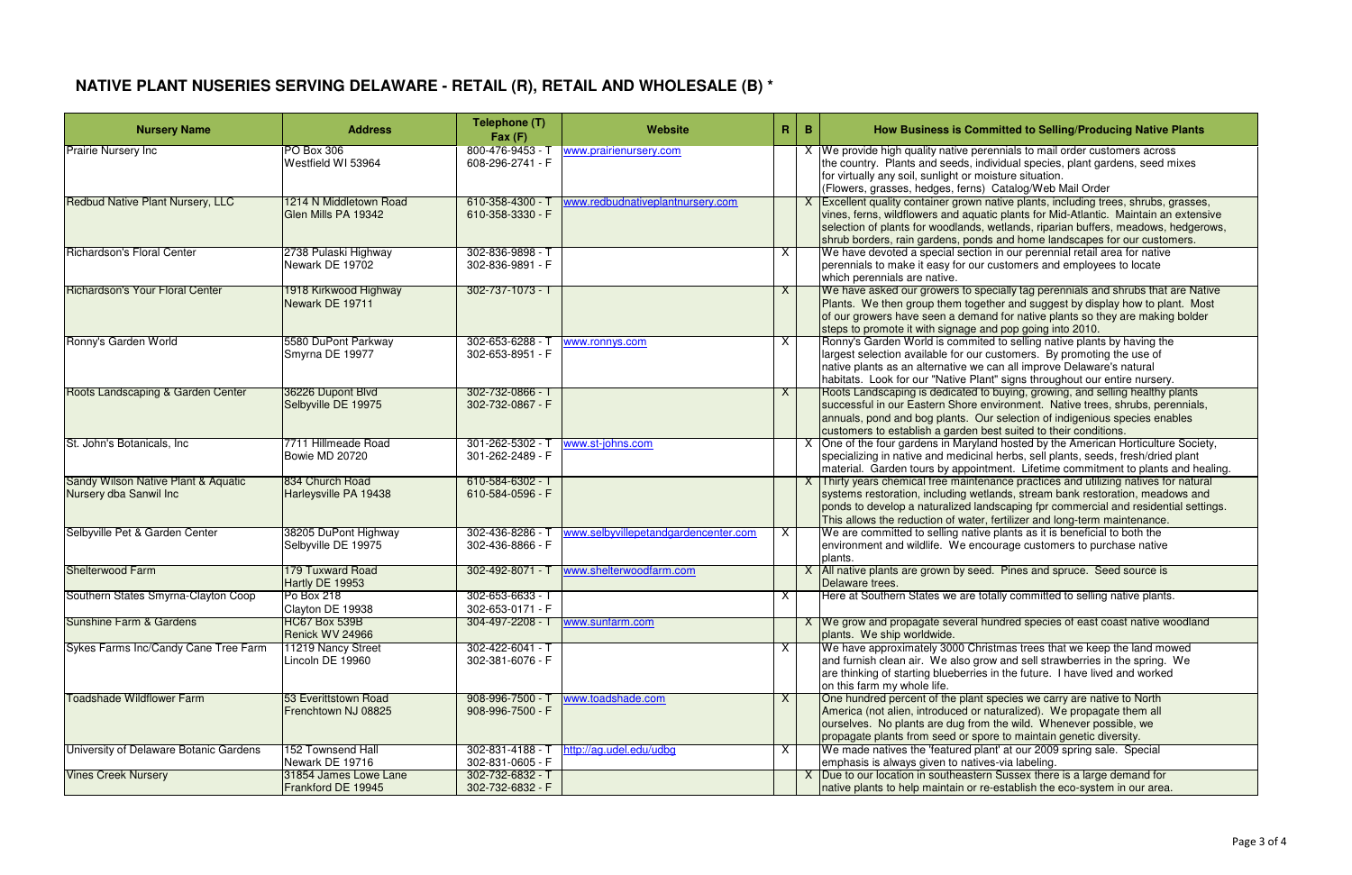# NATIVE PLANT NUSERIES SERVING DELAWARE - RETAIL (R), RETAIL AND WHOLESALE (B) *

| Nursery Name | Address | Telephone (T) Fax (F) | Website | R | B | How Business is Committed to Selling/Producing Native Plants |
|---|---|---|---|---|---|---|
| Prairie Nursery Inc | PO Box 306<br>Westfield WI 53964 | 800-476-9453 - T<br>608-296-2741 - F | www.prairienursery.com | | X | We provide high quality native perennials to mail order customers across the country. Plants and seeds, individual species, plant gardens, seed mixes for virtually any soil, sunlight or moisture situation. (Flowers, grasses, hedges, ferns) Catalog/Web Mail Order |
| Redbud Native Plant Nursery, LLC | 1214 N Middletown Road<br>Glen Mills PA 19342 | 610-358-4300 - T<br>610-358-3330 - F | www.redbudnativeplantnursery.com | | X | Excellent quality container grown native plants, including trees, shrubs, grasses, vines, ferns, wildflowers and aquatic plants for Mid-Atlantic. Maintain an extensive selection of plants for woodlands, wetlands, riparian buffers, meadows, hedgerows, shrub borders, rain gardens, ponds and home landscapes for our customers. |
| Richardson's Floral Center | 2738 Pulaski Highway<br>Newark DE 19702 | 302-836-9898 - T<br>302-836-9891 - F | | X | | We have devoted a special section in our perennial retail area for native perennials to make it easy for our customers and employees to locate which perennials are native. |
| Richardson's Your Floral Center | 1918 Kirkwood Highway<br>Newark DE 19711 | 302-737-1073 - T | | X | | We have asked our growers to specially tag perennials and shrubs that are Native Plants. We then group them together and suggest by display how to plant. Most of our growers have seen a demand for native plants so they are making bolder steps to promote it with signage and pop going into 2010. |
| Ronny's Garden World | 5580 DuPont Parkway<br>Smyrna DE 19977 | 302-653-6288 - T<br>302-653-8951 - F | www.ronnys.com | X | | Ronny's Garden World is commited to selling native plants by having the largest selection available for our customers. By promoting the use of native plants as an alternative we can all improve Delaware's natural habitats. Look for our "Native Plant" signs throughout our entire nursery. |
| Roots Landscaping & Garden Center | 36226 Dupont Blvd<br>Selbyville DE 19975 | 302-732-0866 - T<br>302-732-0867 - F | | X | | Roots Landscaping is dedicated to buying, growing, and selling healthy plants successful in our Eastern Shore environment. Native trees, shrubs, perennials, annuals, pond and bog plants. Our selection of indigenious species enables customers to establish a garden best suited to their conditions. |
| St. John's Botanicals, Inc | 7711 Hillmeade Road<br>Bowie MD 20720 | 301-262-5302 - T<br>301-262-2489 - F | www.st-johns.com | | X | One of the four gardens in Maryland hosted by the American Horticulture Society, specializing in native and medicinal herbs, sell plants, seeds, fresh/dried plant material. Garden tours by appointment. Lifetime commitment to plants and healing. |
| Sandy Wilson Native Plant & Aquatic Nursery dba Sanwil Inc | 834 Church Road<br>Harleysville PA 19438 | 610-584-6302 - T<br>610-584-0596 - F | | | X | Thirty years chemical free maintenance practices and utilizing natives for natural systems restoration, including wetlands, stream bank restoration, meadows and ponds to develop a naturalized landscaping fpr commercial and residential settings. This allows the reduction of water, fertilizer and long-term maintenance. |
| Selbyville Pet & Garden Center | 38205 DuPont Highway<br>Selbyville DE 19975 | 302-436-8286 - T<br>302-436-8866 - F | www.selbyvillepetandgardencenter.com | X | | We are committed to selling native plants as it is beneficial to both the environment and wildlife. We encourage customers to purchase native plants. |
| Shelterwood Farm | 179 Tuxward Road<br>Hartly DE 19953 | 302-492-8071 - T | www.shelterwoodfarm.com | | X | All native plants are grown by seed. Pines and spruce. Seed source is Delaware trees. |
| Southern States Smyrna-Clayton Coop | Po Box 218<br>Clayton DE 19938 | 302-653-6633 - T<br>302-653-0171 - F | | X | | Here at Southern States we are totally committed to selling native plants. |
| Sunshine Farm & Gardens | HC67 Box 539B<br>Renick WV 24966 | 304-497-2208 - T | www.sunfarm.com | | X | We grow and propagate several hundred species of east coast native woodland plants. We ship worldwide. |
| Sykes Farms Inc/Candy Cane Tree Farm | 11219 Nancy Street<br>Lincoln DE 19960 | 302-422-6041 - T<br>302-381-6076 - F | | X | | We have approximately 3000 Christmas trees that we keep the land mowed and furnish clean air. We also grow and sell strawberries in the spring. We are thinking of starting blueberries in the future. I have lived and worked on this farm my whole life. |
| Toadshade Wildflower Farm | 53 Everittstown Road<br>Frenchtown NJ 08825 | 908-996-7500 - T<br>908-996-7500 - F | www.toadshade.com | X | | One hundred percent of the plant species we carry are native to North America (not alien, introduced or naturalized). We propagate them all ourselves. No plants are dug from the wild. Whenever possible, we propagate plants from seed or spore to maintain genetic diversity. |
| University of Delaware Botanic Gardens | 152 Townsend Hall<br>Newark DE 19716 | 302-831-4188 - T<br>302-831-0605 - F | http://ag.udel.edu/udbg | X | | We made natives the 'featured plant' at our 2009 spring sale. Special emphasis is always given to natives-via labeling. |
| Vines Creek Nursery | 31854 James Lowe Lane<br>Frankford DE 19945 | 302-732-6832 - T<br>302-732-6832 - F | | | X | Due to our location in southeastern Sussex there is a large demand for native plants to help maintain or re-establish the eco-system in our area. |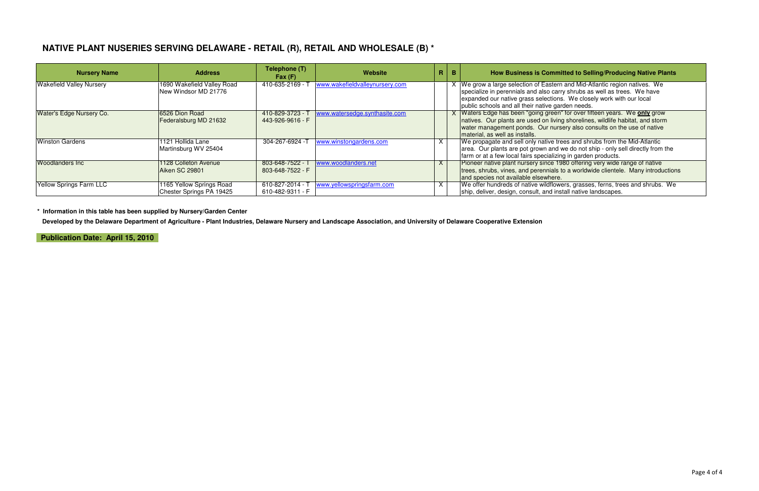## NATIVE PLANT NUSERIES SERVING DELAWARE - RETAIL (R), RETAIL AND WHOLESALE (B) *

| Nursery Name | Address | Telephone (T) Fax (F) | Website | R | B | How Business is Committed to Selling/Producing Native Plants |
|---|---|---|---|---|---|---|
| Wakefield Valley Nursery | 1690 Wakefield Valley Road New Windsor MD 21776 | 410-635-2169 - T | www.wakefieldvalleynursery.com | | X | We grow a large selection of Eastern and Mid-Atlantic region natives. We specialize in perennials and also carry shrubs as well as trees. We have expanded our native grass selections. We closely work with our local public schools and all their native garden needs. |
| Water's Edge Nursery Co. | 6526 Dion Road Federalsburg MD 21632 | 410-829-3723 - T 443-926-9616 - F | www.watersedge.synthasite.com | | X | Waters Edge has been "going green" for over fifteen years. We **only** grow natives. Our plants are used on living shorelines, wildlife habitat, and storm water management ponds. Our nursery also consults on the use of native material, as well as installs. |
| Winston Gardens | 1121 Hollida Lane Martinsburg WV 25404 | 304-267-6924 -T | www.winstongardens.com | X | | We propagate and sell only native trees and shrubs from the Mid-Atlantic area. Our plants are pot grown and we do not ship - only sell directly from the farm or at a few local fairs specializing in garden products. |
| Woodlanders Inc | 1128 Colleton Avenue Aiken SC 29801 | 803-648-7522 - T 803-648-7522 - F | www.woodlanders.net | X | | Pioneer native plant nursery since 1980 offering very wide range of native trees, shrubs, vines, and perennials to a worldwide clientele. Many introductions and species not available elsewhere. |
| Yellow Springs Farm LLC | 1165 Yellow Springs Road Chester Springs PA 19425 | 610-827-2014 - T 610-482-9311 - F | www.yellowspringsfarm.com | X | | We offer hundreds of native wildflowers, grasses, ferns, trees and shrubs. We ship, deliver, design, consult, and install native landscapes. |

**\* Information in this table has been supplied by Nursery/Garden Center**

**Developed by the Delaware Department of Agriculture - Plant Industries, Delaware Nursery and Landscape Association, and University of Delaware Cooperative Extension**

**Publication Date: April 15, 2010**